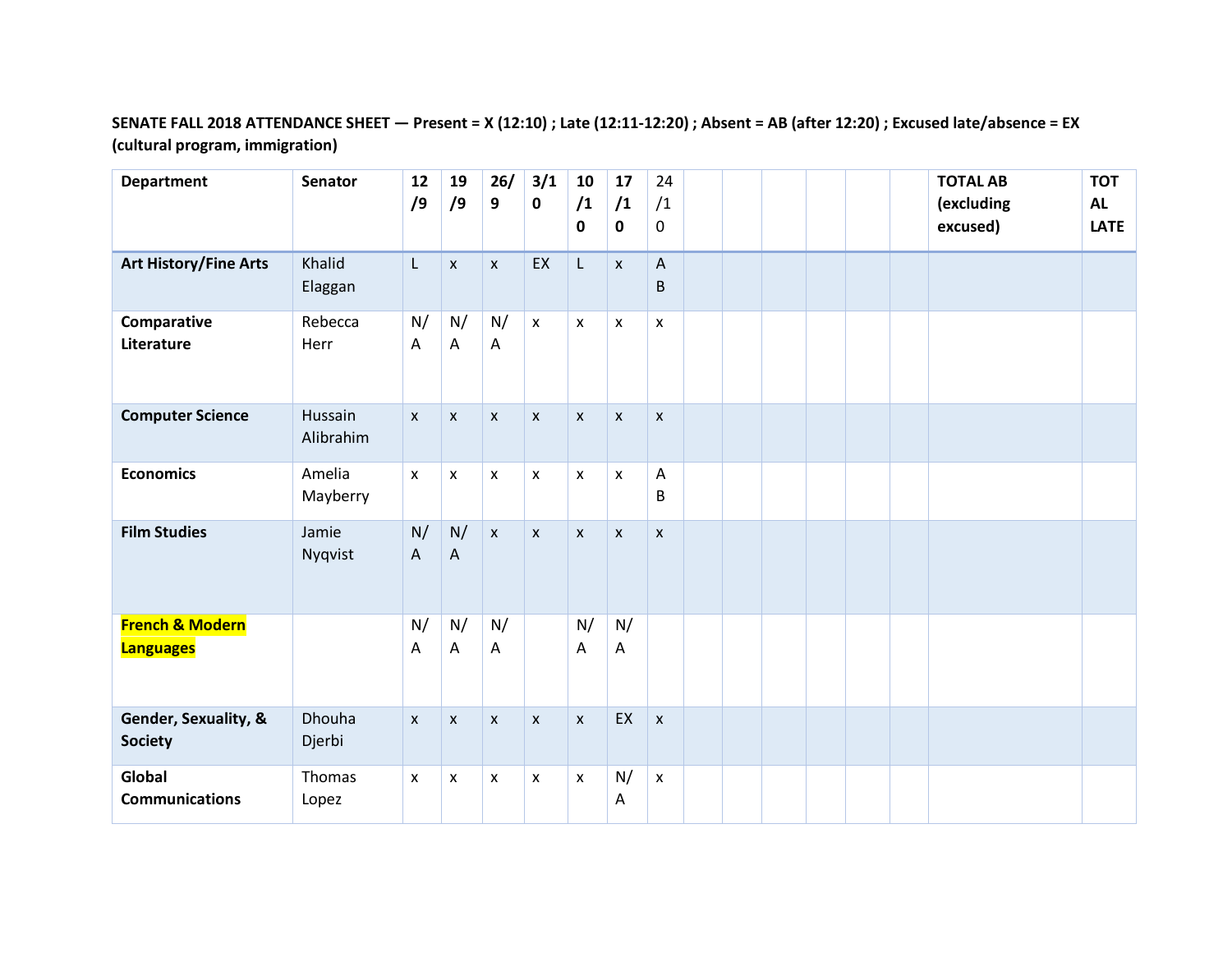**SENATE FALL 2018 ATTENDANCE SHEET — Present = X (12:10) ; Late (12:11-12:20) ; Absent = AB (after 12:20) ; Excused late/absence = EX (cultural program, immigration)**

| Department | Senator | 12/9 | 19/9 | 26/9 | 3/10 | 10/10 | 17/10 | 24/10 | | | | | | TOTAL AB (excluding excused) | TOTAL LATE |
|---|---|---|---|---|---|---|---|---|---|---|---|---|---|---|---|
| **Art History/Fine Arts** | Khalid Elaggan | L | x | x | EX | L | x | AB | | | | | | | |
| **Comparative Literature** | Rebecca Herr | N/A | N/A | N/A | x | x | x | x | | | | | | | |
| **Computer Science** | Hussain Alibrahim | x | x | x | x | x | x | x | | | | | | | |
| **Economics** | Amelia Mayberry | x | x | x | x | x | x | AB | | | | | | | |
| **Film Studies** | Jamie Nyqvist | N/A | N/A | x | x | x | x | x | | | | | | | |
| **French & Modern Languages** | | N/A | N/A | N/A | | N/A | N/A | | | | | | | | |
| **Gender, Sexuality, & Society** | Dhouha Djerbi | x | x | x | x | x | EX | x | | | | | | | |
| **Global Communications** | Thomas Lopez | x | x | x | x | x | N/A | x | | | | | | | |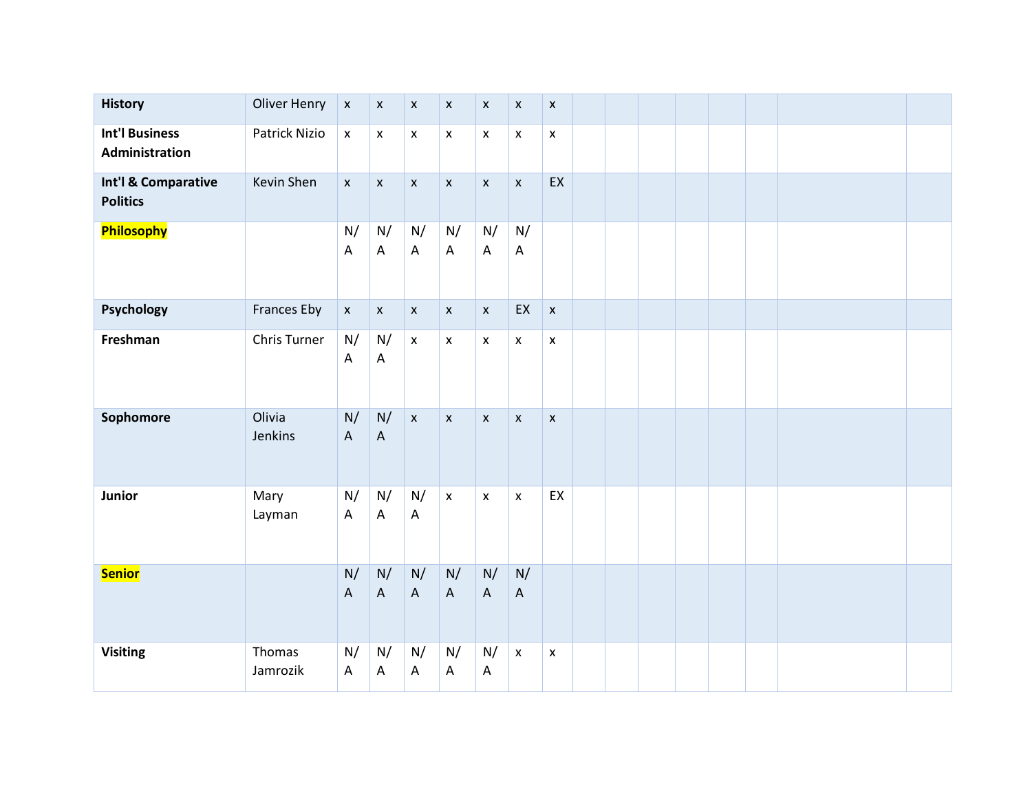| | | | | | | | | | | | | | | | |
|---|---|---|---|---|---|---|---|---|---|---|---|---|---|---|---|
| **History** | Oliver Henry | x | x | x | x | x | x | x | | | | | | | |
| **Int'l Business Administration** | Patrick Nizio | x | x | x | x | x | x | x | | | | | | | |
| **Int'l & Comparative Politics** | Kevin Shen | x | x | x | x | x | x | EX | | | | | | | |
| **Philosophy** | | N/A | N/A | N/A | N/A | N/A | N/A | | | | | | | | |
| **Psychology** | Frances Eby | x | x | x | x | x | EX | x | | | | | | | |
| **Freshman** | Chris Turner | N/A | N/A | x | x | x | x | x | | | | | | | |
| **Sophomore** | Olivia Jenkins | N/A | N/A | x | x | x | x | x | | | | | | | |
| **Junior** | Mary Layman | N/A | N/A | N/A | x | x | x | EX | | | | | | | |
| **Senior** | | N/A | N/A | N/A | N/A | N/A | N/A | | | | | | | | |
| **Visiting** | Thomas Jamrozik | N/A | N/A | N/A | N/A | N/A | x | x | | | | | | | |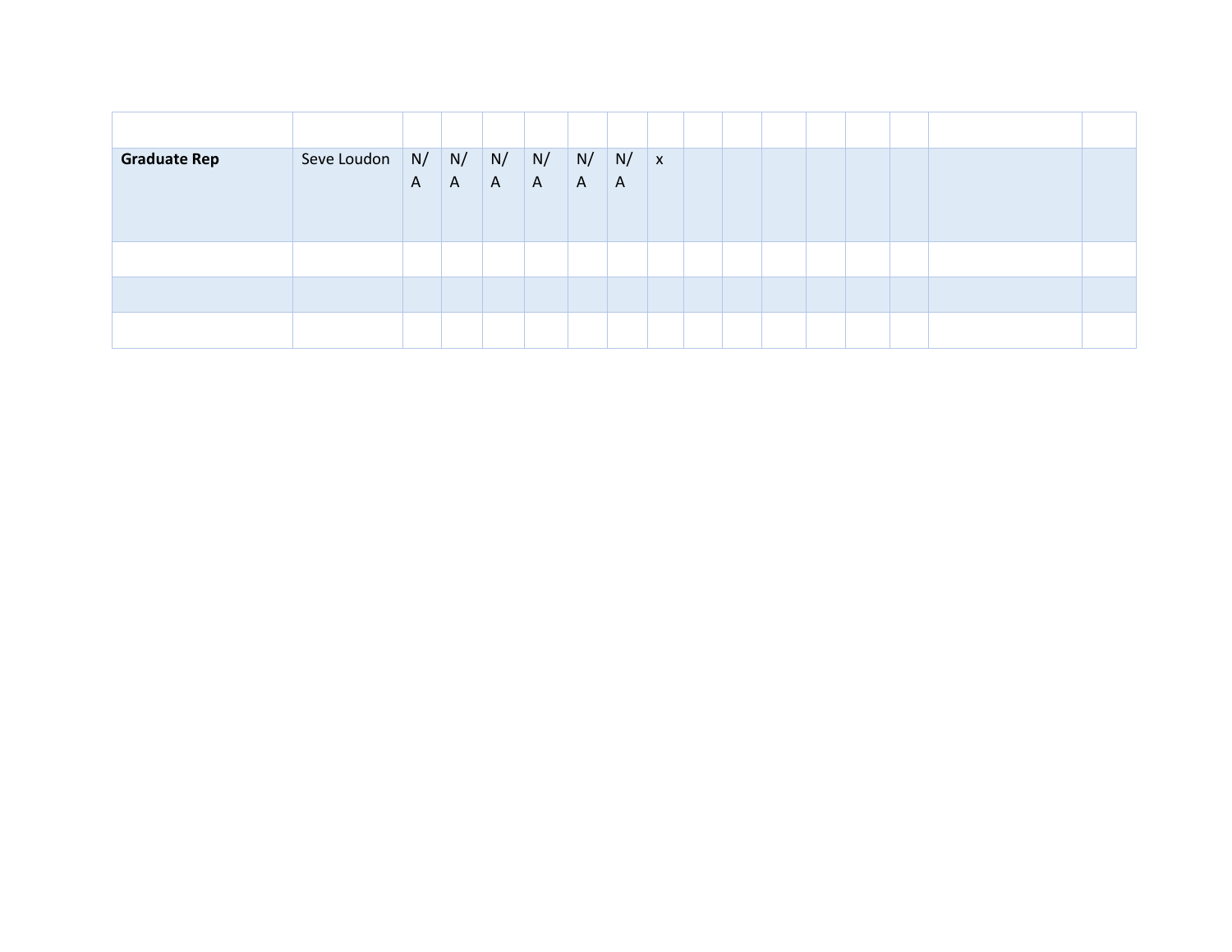| | | | | | | | | | | | | | | | | |
|---|---|---|---|---|---|---|---|---|---|---|---|---|---|---|---|---|
| **Graduate Rep** | Seve Loudon | N/A | N/A | N/A | N/A | N/A | N/A | x | | | | | | | | |
| | | | | | | | | | | | | | | | | |
| | | | | | | | | | | | | | | | | |
| | | | | | | | | | | | | | | | | |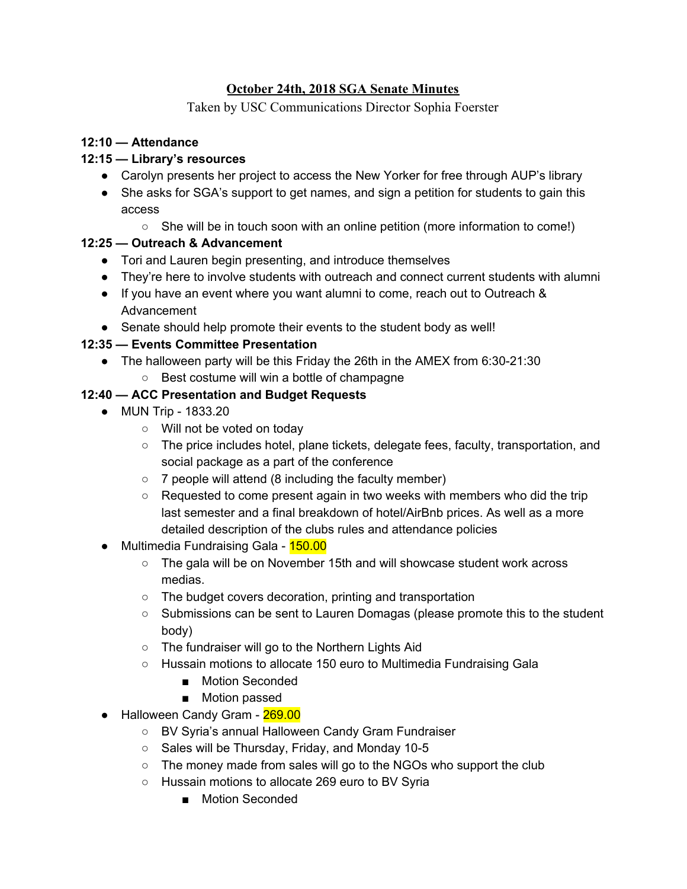# October 24th, 2018 SGA Senate Minutes

Taken by USC Communications Director Sophia Foerster

**12:10 — Attendance**

**12:15 — Library's resources**

- Carolyn presents her project to access the New Yorker for free through AUP's library
- She asks for SGA's support to get names, and sign a petition for students to gain this access
    - She will be in touch soon with an online petition (more information to come!)

**12:25 — Outreach & Advancement**

- Tori and Lauren begin presenting, and introduce themselves
- They're here to involve students with outreach and connect current students with alumni
- If you have an event where you want alumni to come, reach out to Outreach & Advancement
- Senate should help promote their events to the student body as well!

**12:35 — Events Committee Presentation**

- The halloween party will be this Friday the 26th in the AMEX from 6:30-21:30
    - Best costume will win a bottle of champagne

**12:40 — ACC Presentation and Budget Requests**

- MUN Trip - 1833.20
    - Will not be voted on today
    - The price includes hotel, plane tickets, delegate fees, faculty, transportation, and social package as a part of the conference
    - 7 people will attend (8 including the faculty member)
    - Requested to come present again in two weeks with members who did the trip last semester and a final breakdown of hotel/AirBnb prices. As well as a more detailed description of the clubs rules and attendance policies
- Multimedia Fundraising Gala - 150.00
    - The gala will be on November 15th and will showcase student work across medias.
    - The budget covers decoration, printing and transportation
    - Submissions can be sent to Lauren Domagas (please promote this to the student body)
    - The fundraiser will go to the Northern Lights Aid
    - Hussain motions to allocate 150 euro to Multimedia Fundraising Gala
        - Motion Seconded
        - Motion passed
- Halloween Candy Gram - 269.00
    - BV Syria's annual Halloween Candy Gram Fundraiser
    - Sales will be Thursday, Friday, and Monday 10-5
    - The money made from sales will go to the NGOs who support the club
    - Hussain motions to allocate 269 euro to BV Syria
        - Motion Seconded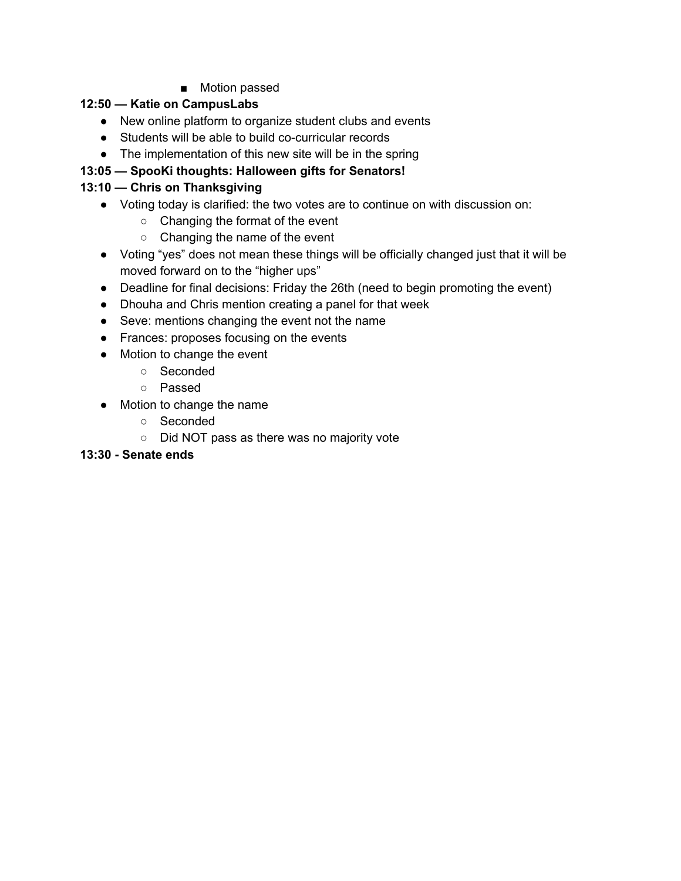- Motion passed

**12:50 — Katie on CampusLabs**

- New online platform to organize student clubs and events
- Students will be able to build co-curricular records
- The implementation of this new site will be in the spring

**13:05 — SpooKi thoughts: Halloween gifts for Senators!**

**13:10 — Chris on Thanksgiving**

- Voting today is clarified: the two votes are to continue on with discussion on:
    - Changing the format of the event
    - Changing the name of the event
- Voting "yes" does not mean these things will be officially changed just that it will be moved forward on to the "higher ups"
- Deadline for final decisions: Friday the 26th (need to begin promoting the event)
- Dhouha and Chris mention creating a panel for that week
- Seve: mentions changing the event not the name
- Frances: proposes focusing on the events
- Motion to change the event
    - Seconded
    - Passed
- Motion to change the name
    - Seconded
    - Did NOT pass as there was no majority vote

**13:30 - Senate ends**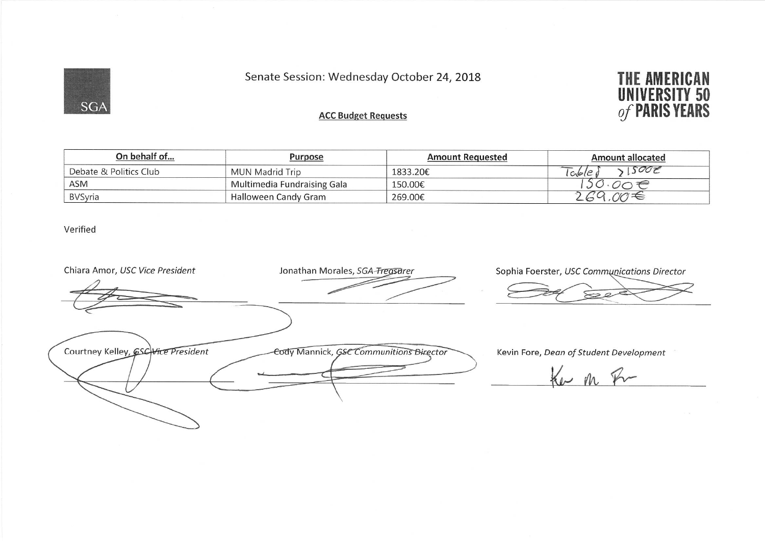SGA

Senate Session: Wednesday October 24, 2018

THE AMERICAN UNIVERSITY of PARIS 50 YEARS

**ACC Budget Requests**

| On behalf of… | Purpose | Amount Requested | Amount allocated |
|---|---|---|---|
| Debate & Politics Club | MUN Madrid Trip | 1833.20€ | Tabled >1500€ |
| ASM | Multimedia Fundraising Gala | 150.00€ | 150.00€ |
| BVSyria | Halloween Candy Gram | 269.00€ | 269.00€ |

Verified

Chiara Amor, *USC Vice President*

Jonathan Morales, *SGA ~~Treasurer~~*

Sophia Foerster, *USC Communications Director*

Courtney Kelley, *GSC Vice President*

Cody Mannick, *GSC Communitions Director*

Kevin Fore, *Dean of Student Development*